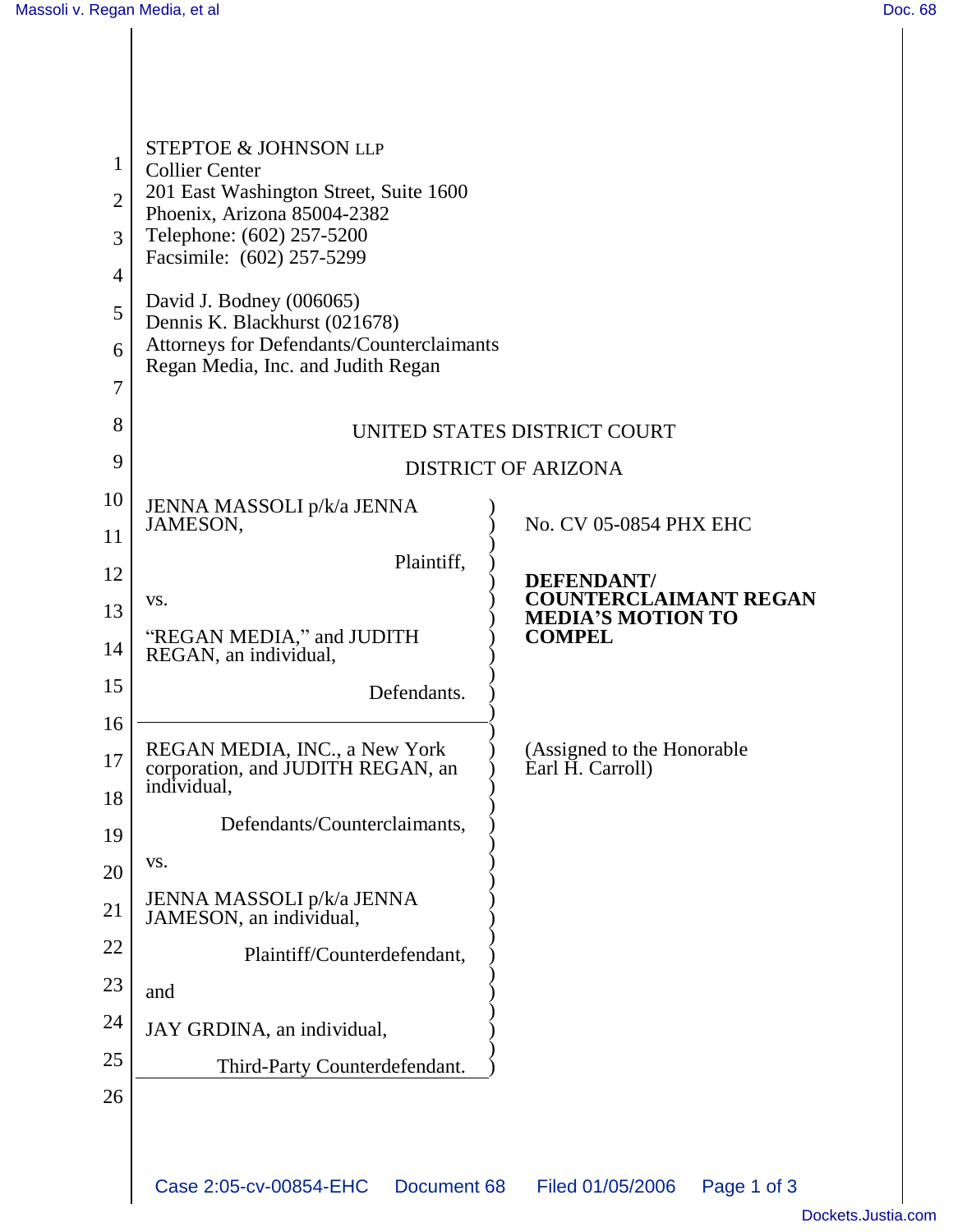STEPTOE & JOHNSON LLP
Collier Center
201 East Washington Street, Suite 1600
Phoenix, Arizona 85004-2382
Telephone: (602) 257-5200
Facsimile: (602) 257-5299

David J. Bodney (006065)
Dennis K. Blackhurst (021678)
Attorneys for Defendants/Counterclaimants
Regan Media, Inc. and Judith Regan

UNITED STATES DISTRICT COURT

DISTRICT OF ARIZONA

JENNA MASSOLI p/k/a JENNA JAMESON,

Plaintiff,

vs.

"REGAN MEDIA," and JUDITH REGAN, an individual,

Defendants.

---

REGAN MEDIA, INC., a New York corporation, and JUDITH REGAN, an individual,

Defendants/Counterclaimants,

vs.

JENNA MASSOLI p/k/a JENNA JAMESON, an individual,

Plaintiff/Counterdefendant,

and

JAY GRDINA, an individual,

Third-Party Counterdefendant.

No. CV 05-0854 PHX EHC

**DEFENDANT/ COUNTERCLAIMANT REGAN MEDIA'S MOTION TO COMPEL**

(Assigned to the Honorable Earl H. Carroll)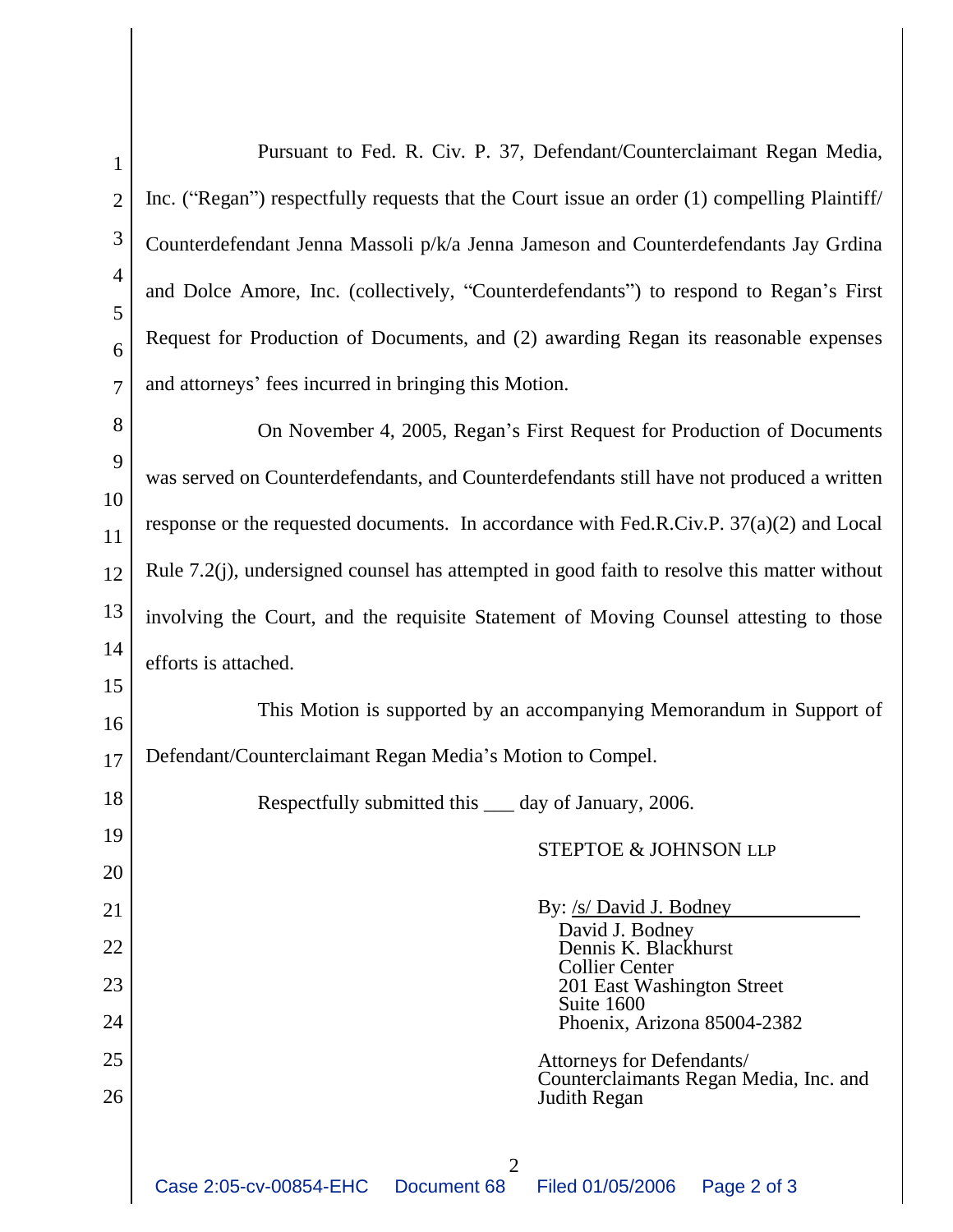Pursuant to Fed. R. Civ. P. 37, Defendant/Counterclaimant Regan Media, Inc. ("Regan") respectfully requests that the Court issue an order (1) compelling Plaintiff/ Counterdefendant Jenna Massoli p/k/a Jenna Jameson and Counterdefendants Jay Grdina and Dolce Amore, Inc. (collectively, "Counterdefendants") to respond to Regan's First Request for Production of Documents, and (2) awarding Regan its reasonable expenses and attorneys' fees incurred in bringing this Motion.

On November 4, 2005, Regan's First Request for Production of Documents was served on Counterdefendants, and Counterdefendants still have not produced a written response or the requested documents. In accordance with Fed.R.Civ.P. 37(a)(2) and Local Rule 7.2(j), undersigned counsel has attempted in good faith to resolve this matter without involving the Court, and the requisite Statement of Moving Counsel attesting to those efforts is attached.

This Motion is supported by an accompanying Memorandum in Support of Defendant/Counterclaimant Regan Media's Motion to Compel.

Respectfully submitted this ___ day of January, 2006.

STEPTOE & JOHNSON LLP

By: /s/ David J. Bodney
David J. Bodney
Dennis K. Blackhurst
Collier Center
201 East Washington Street
Suite 1600
Phoenix, Arizona 85004-2382

Attorneys for Defendants/
Counterclaimants Regan Media, Inc. and
Judith Regan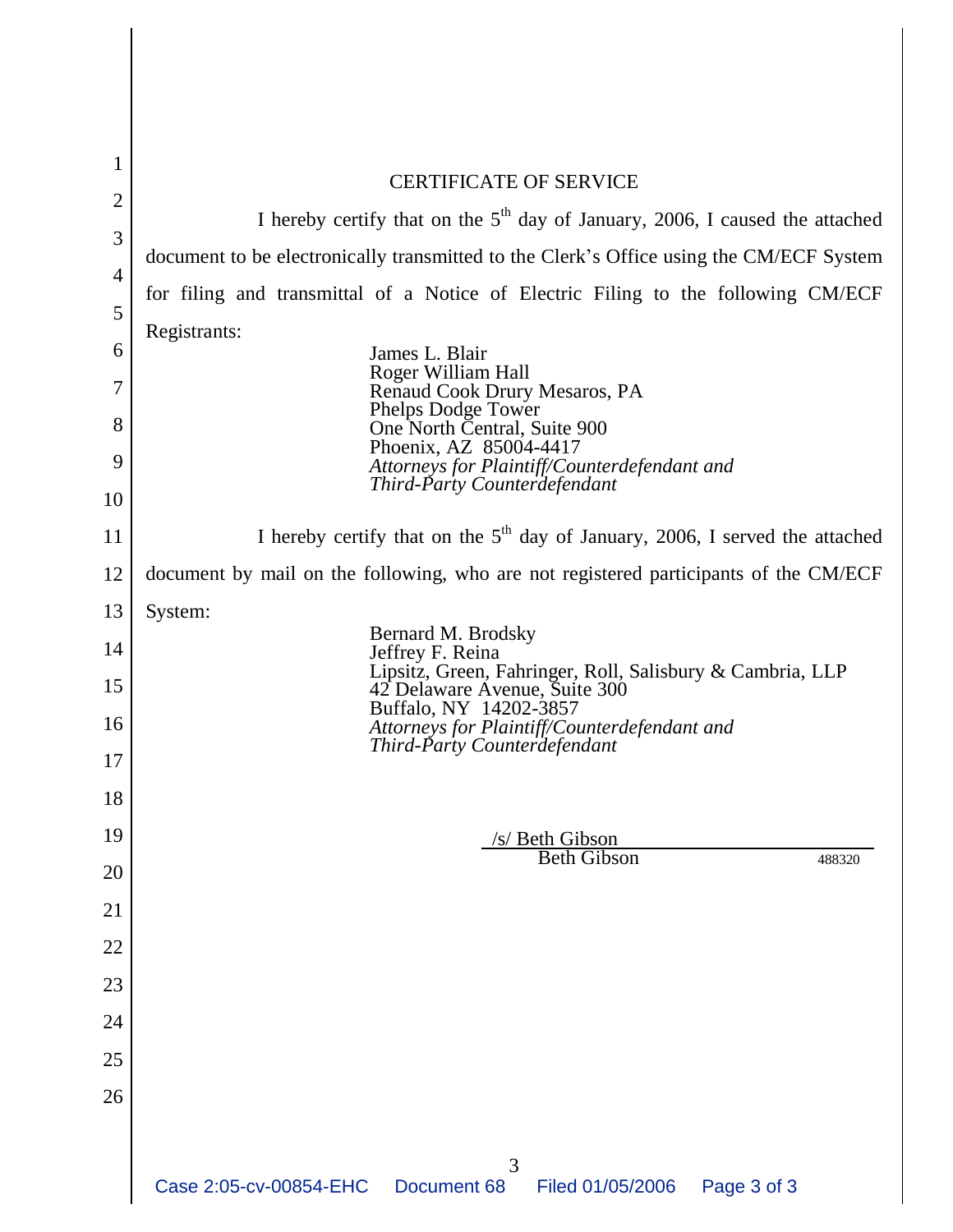## CERTIFICATE OF SERVICE

I hereby certify that on the 5th day of January, 2006, I caused the attached document to be electronically transmitted to the Clerk's Office using the CM/ECF System for filing and transmittal of a Notice of Electric Filing to the following CM/ECF Registrants:

James L. Blair
Roger William Hall
Renaud Cook Drury Mesaros, PA
Phelps Dodge Tower
One North Central, Suite 900
Phoenix, AZ 85004-4417
*Attorneys for Plaintiff/Counterdefendant and Third-Party Counterdefendant*

I hereby certify that on the 5th day of January, 2006, I served the attached document by mail on the following, who are not registered participants of the CM/ECF System:

Bernard M. Brodsky
Jeffrey F. Reina
Lipsitz, Green, Fahringer, Roll, Salisbury & Cambria, LLP
42 Delaware Avenue, Suite 300
Buffalo, NY 14202-3857
*Attorneys for Plaintiff/Counterdefendant and Third-Party Counterdefendant*

/s/ Beth Gibson
Beth Gibson

488320